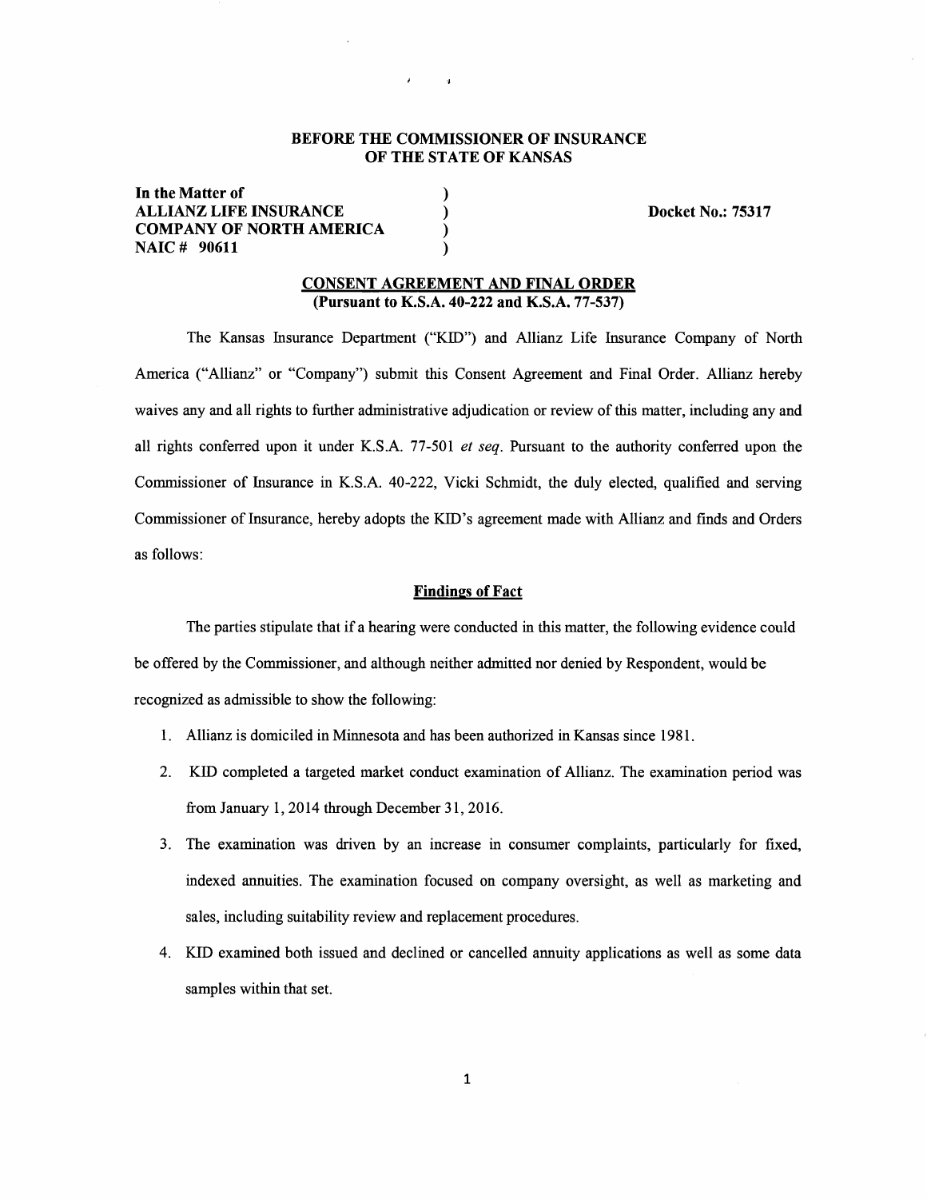**BEFORE THE COMMISSIONER OF INSURANCE OF THE STATE OF KANSAS**

**In the Matter of**
**ALLIANZ LIFE INSURANCE COMPANY OF NORTH AMERICA**
**NAIC # 90611**

**Docket No.: 75317**

## CONSENT AGREEMENT AND FINAL ORDER
**(Pursuant to K.S.A. 40-222 and K.S.A. 77-537)**

The Kansas Insurance Department ("KID") and Allianz Life Insurance Company of North America ("Allianz" or "Company") submit this Consent Agreement and Final Order. Allianz hereby waives any and all rights to further administrative adjudication or review of this matter, including any and all rights conferred upon it under K.S.A. 77-501 *et seq*. Pursuant to the authority conferred upon the Commissioner of Insurance in K.S.A. 40-222, Vicki Schmidt, the duly elected, qualified and serving Commissioner of Insurance, hereby adopts the KID's agreement made with Allianz and finds and Orders as follows:

### Findings of Fact

The parties stipulate that if a hearing were conducted in this matter, the following evidence could be offered by the Commissioner, and although neither admitted nor denied by Respondent, would be recognized as admissible to show the following:

1. Allianz is domiciled in Minnesota and has been authorized in Kansas since 1981.
2. KID completed a targeted market conduct examination of Allianz. The examination period was from January 1, 2014 through December 31, 2016.
3. The examination was driven by an increase in consumer complaints, particularly for fixed, indexed annuities. The examination focused on company oversight, as well as marketing and sales, including suitability review and replacement procedures.
4. KID examined both issued and declined or cancelled annuity applications as well as some data samples within that set.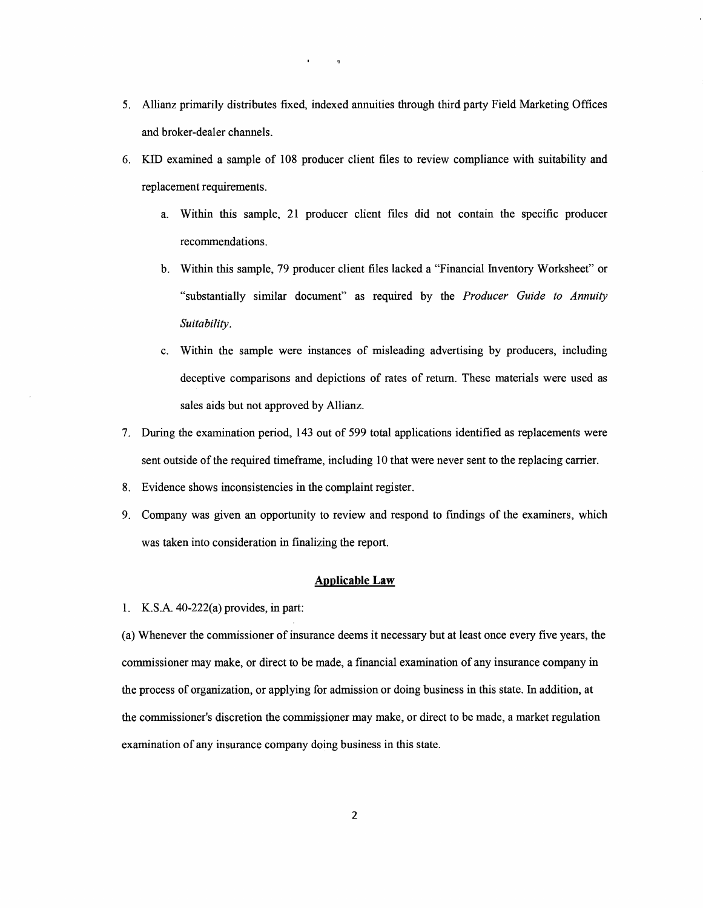5. Allianz primarily distributes fixed, indexed annuities through third party Field Marketing Offices and broker-dealer channels.

6. KID examined a sample of 108 producer client files to review compliance with suitability and replacement requirements.

   a. Within this sample, 21 producer client files did not contain the specific producer recommendations.

   b. Within this sample, 79 producer client files lacked a "Financial Inventory Worksheet" or "substantially similar document" as required by the *Producer Guide to Annuity Suitability*.

   c. Within the sample were instances of misleading advertising by producers, including deceptive comparisons and depictions of rates of return. These materials were used as sales aids but not approved by Allianz.

7. During the examination period, 143 out of 599 total applications identified as replacements were sent outside of the required timeframe, including 10 that were never sent to the replacing carrier.

8. Evidence shows inconsistencies in the complaint register.

9. Company was given an opportunity to review and respond to findings of the examiners, which was taken into consideration in finalizing the report.

## Applicable Law

1. K.S.A. 40-222(a) provides, in part:

(a) Whenever the commissioner of insurance deems it necessary but at least once every five years, the commissioner may make, or direct to be made, a financial examination of any insurance company in the process of organization, or applying for admission or doing business in this state. In addition, at the commissioner's discretion the commissioner may make, or direct to be made, a market regulation examination of any insurance company doing business in this state.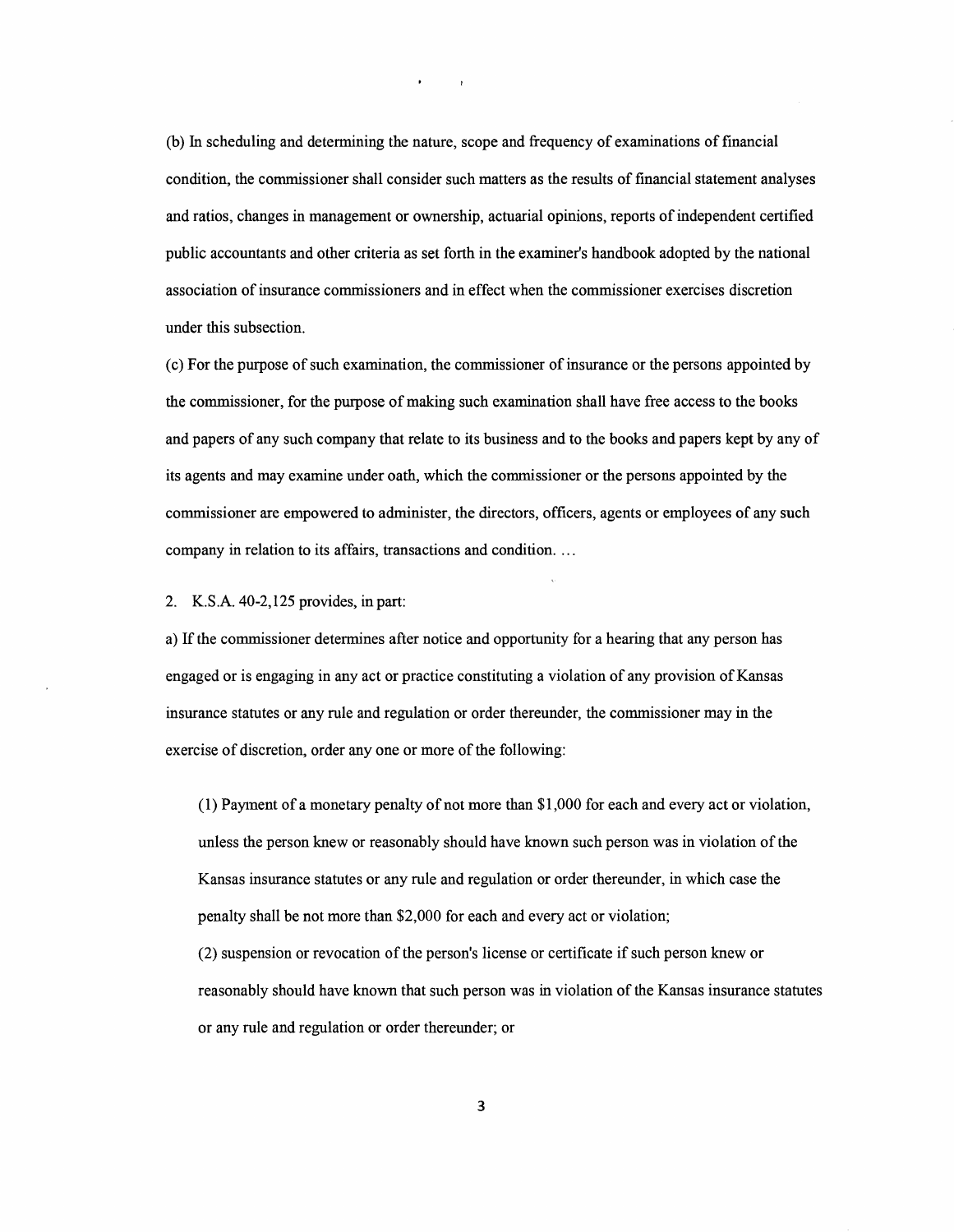(b) In scheduling and determining the nature, scope and frequency of examinations of financial condition, the commissioner shall consider such matters as the results of financial statement analyses and ratios, changes in management or ownership, actuarial opinions, reports of independent certified public accountants and other criteria as set forth in the examiner's handbook adopted by the national association of insurance commissioners and in effect when the commissioner exercises discretion under this subsection.

(c) For the purpose of such examination, the commissioner of insurance or the persons appointed by the commissioner, for the purpose of making such examination shall have free access to the books and papers of any such company that relate to its business and to the books and papers kept by any of its agents and may examine under oath, which the commissioner or the persons appointed by the commissioner are empowered to administer, the directors, officers, agents or employees of any such company in relation to its affairs, transactions and condition. …

2. K.S.A. 40-2,125 provides, in part:

a) If the commissioner determines after notice and opportunity for a hearing that any person has engaged or is engaging in any act or practice constituting a violation of any provision of Kansas insurance statutes or any rule and regulation or order thereunder, the commissioner may in the exercise of discretion, order any one or more of the following:

(1) Payment of a monetary penalty of not more than $1,000 for each and every act or violation, unless the person knew or reasonably should have known such person was in violation of the Kansas insurance statutes or any rule and regulation or order thereunder, in which case the penalty shall be not more than $2,000 for each and every act or violation;

(2) suspension or revocation of the person's license or certificate if such person knew or reasonably should have known that such person was in violation of the Kansas insurance statutes or any rule and regulation or order thereunder; or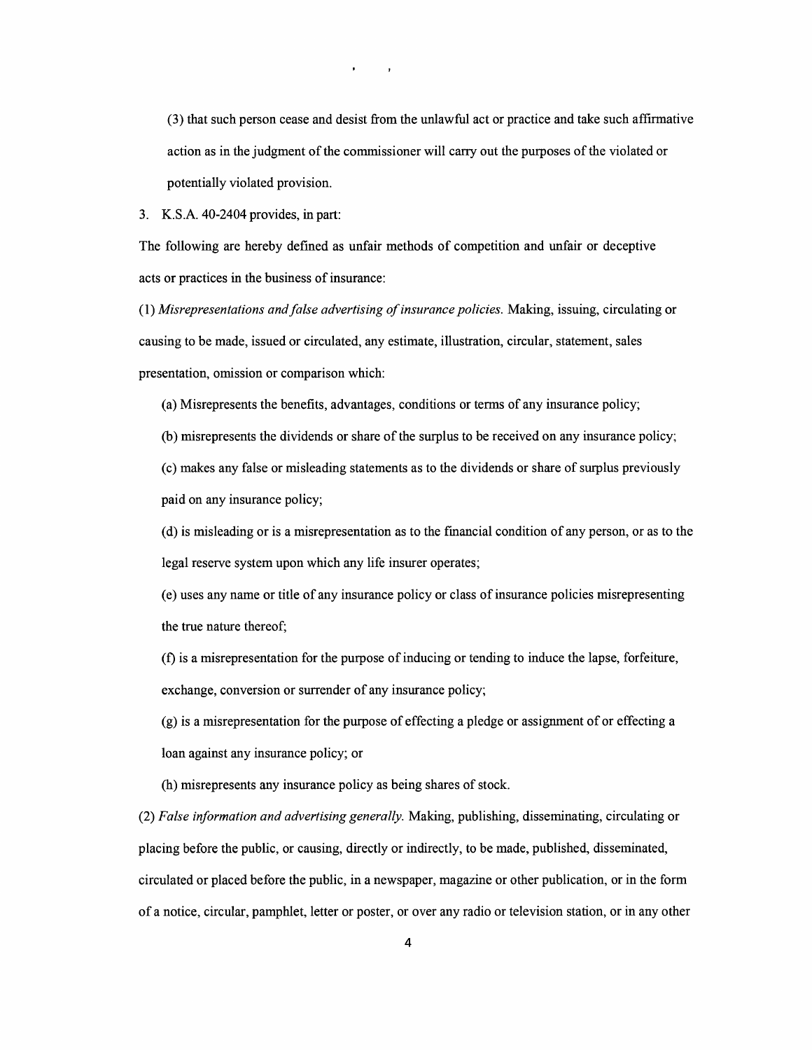(3) that such person cease and desist from the unlawful act or practice and take such affirmative action as in the judgment of the commissioner will carry out the purposes of the violated or potentially violated provision.

3. K.S.A. 40-2404 provides, in part:

The following are hereby defined as unfair methods of competition and unfair or deceptive acts or practices in the business of insurance:

(1) *Misrepresentations and false advertising of insurance policies.* Making, issuing, circulating or causing to be made, issued or circulated, any estimate, illustration, circular, statement, sales presentation, omission or comparison which:

(a) Misrepresents the benefits, advantages, conditions or terms of any insurance policy;

(b) misrepresents the dividends or share of the surplus to be received on any insurance policy;

(c) makes any false or misleading statements as to the dividends or share of surplus previously paid on any insurance policy;

(d) is misleading or is a misrepresentation as to the financial condition of any person, or as to the legal reserve system upon which any life insurer operates;

(e) uses any name or title of any insurance policy or class of insurance policies misrepresenting the true nature thereof;

(f) is a misrepresentation for the purpose of inducing or tending to induce the lapse, forfeiture, exchange, conversion or surrender of any insurance policy;

(g) is a misrepresentation for the purpose of effecting a pledge or assignment of or effecting a loan against any insurance policy; or

(h) misrepresents any insurance policy as being shares of stock.

(2) *False information and advertising generally.* Making, publishing, disseminating, circulating or placing before the public, or causing, directly or indirectly, to be made, published, disseminated, circulated or placed before the public, in a newspaper, magazine or other publication, or in the form of a notice, circular, pamphlet, letter or poster, or over any radio or television station, or in any other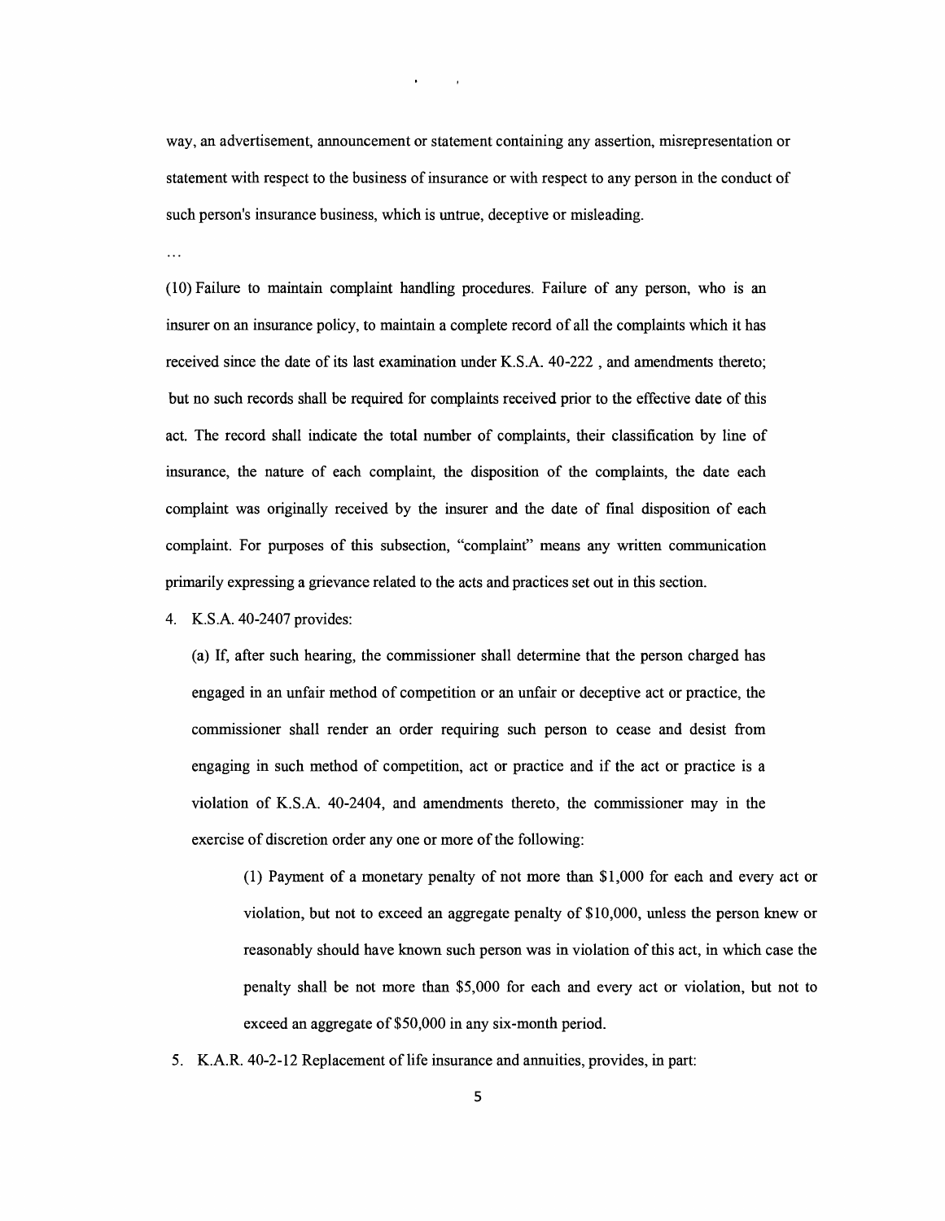way, an advertisement, announcement or statement containing any assertion, misrepresentation or statement with respect to the business of insurance or with respect to any person in the conduct of such person's insurance business, which is untrue, deceptive or misleading.

...

(10) Failure to maintain complaint handling procedures. Failure of any person, who is an insurer on an insurance policy, to maintain a complete record of all the complaints which it has received since the date of its last examination under K.S.A. 40-222 , and amendments thereto; but no such records shall be required for complaints received prior to the effective date of this act. The record shall indicate the total number of complaints, their classification by line of insurance, the nature of each complaint, the disposition of the complaints, the date each complaint was originally received by the insurer and the date of final disposition of each complaint. For purposes of this subsection, "complaint" means any written communication primarily expressing a grievance related to the acts and practices set out in this section.

4. K.S.A. 40-2407 provides:

   (a) If, after such hearing, the commissioner shall determine that the person charged has engaged in an unfair method of competition or an unfair or deceptive act or practice, the commissioner shall render an order requiring such person to cease and desist from engaging in such method of competition, act or practice and if the act or practice is a violation of K.S.A. 40-2404, and amendments thereto, the commissioner may in the exercise of discretion order any one or more of the following:

      (1) Payment of a monetary penalty of not more than $1,000 for each and every act or violation, but not to exceed an aggregate penalty of $10,000, unless the person knew or reasonably should have known such person was in violation of this act, in which case the penalty shall be not more than $5,000 for each and every act or violation, but not to exceed an aggregate of $50,000 in any six-month period.

5. K.A.R. 40-2-12 Replacement of life insurance and annuities, provides, in part: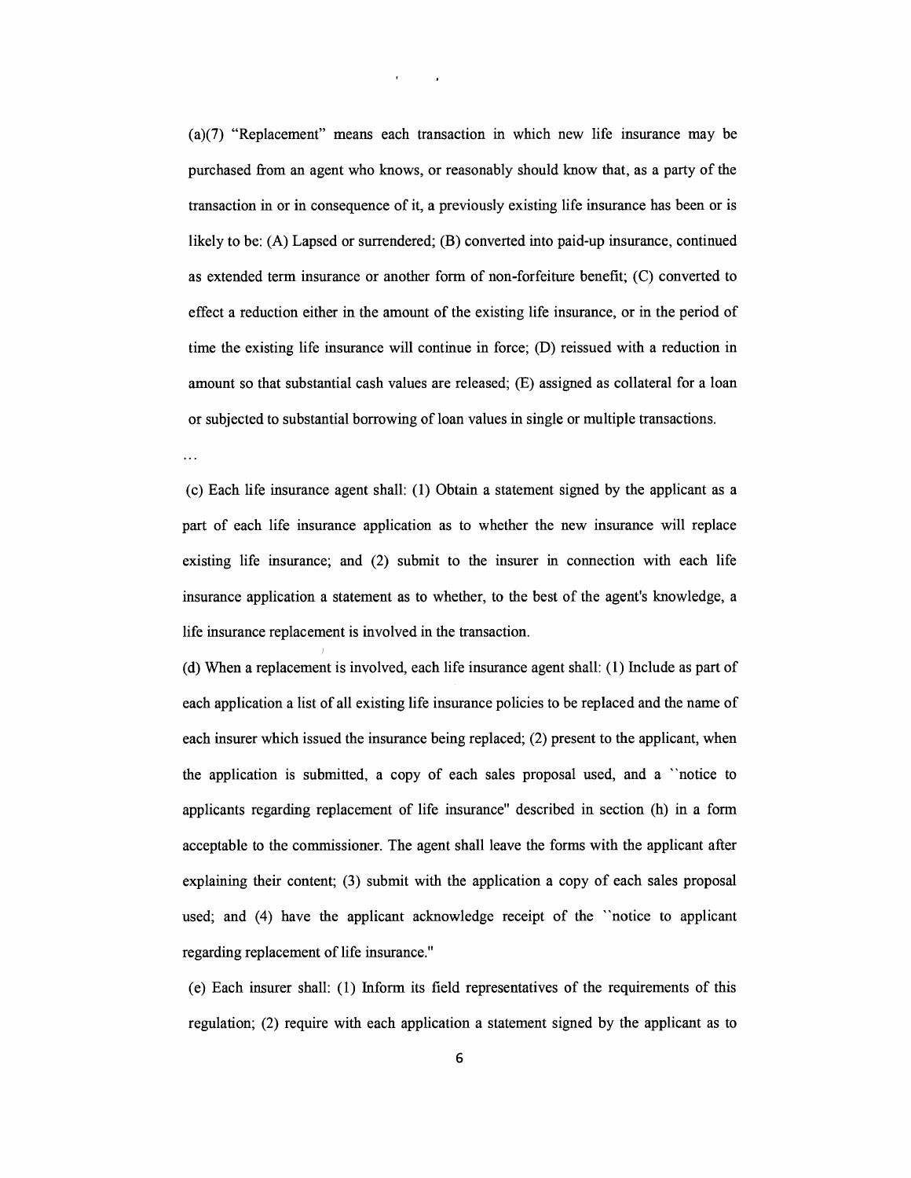(a)(7) "Replacement" means each transaction in which new life insurance may be purchased from an agent who knows, or reasonably should know that, as a party of the transaction in or in consequence of it, a previously existing life insurance has been or is likely to be: (A) Lapsed or surrendered; (B) converted into paid-up insurance, continued as extended term insurance or another form of non-forfeiture benefit; (C) converted to effect a reduction either in the amount of the existing life insurance, or in the period of time the existing life insurance will continue in force; (D) reissued with a reduction in amount so that substantial cash values are released; (E) assigned as collateral for a loan or subjected to substantial borrowing of loan values in single or multiple transactions.

...

(c) Each life insurance agent shall: (1) Obtain a statement signed by the applicant as a part of each life insurance application as to whether the new insurance will replace existing life insurance; and (2) submit to the insurer in connection with each life insurance application a statement as to whether, to the best of the agent's knowledge, a life insurance replacement is involved in the transaction.

(d) When a replacement is involved, each life insurance agent shall: (1) Include as part of each application a list of all existing life insurance policies to be replaced and the name of each insurer which issued the insurance being replaced; (2) present to the applicant, when the application is submitted, a copy of each sales proposal used, and a ``notice to applicants regarding replacement of life insurance'' described in section (h) in a form acceptable to the commissioner. The agent shall leave the forms with the applicant after explaining their content; (3) submit with the application a copy of each sales proposal used; and (4) have the applicant acknowledge receipt of the ``notice to applicant regarding replacement of life insurance.''

(e) Each insurer shall: (1) Inform its field representatives of the requirements of this regulation; (2) require with each application a statement signed by the applicant as to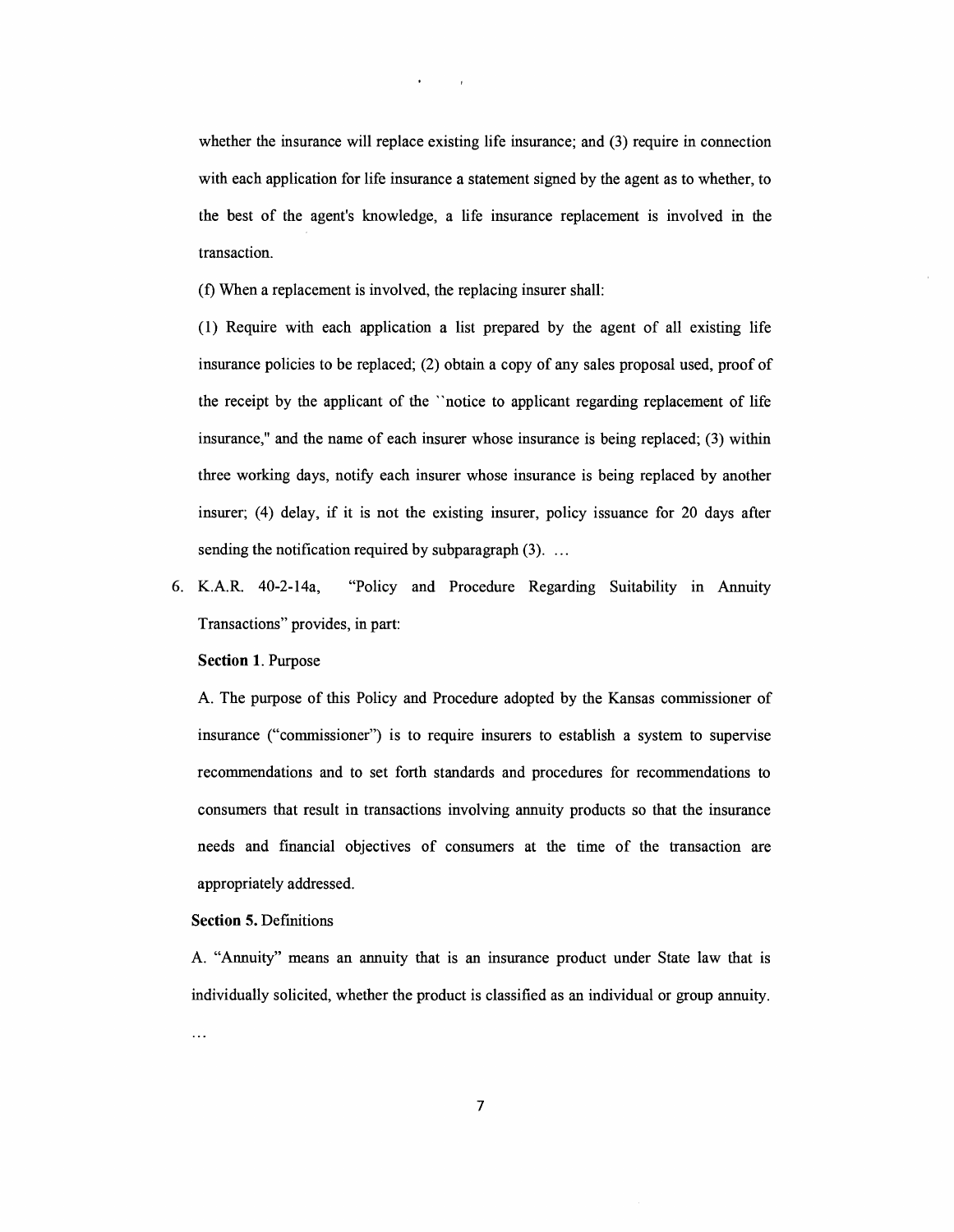whether the insurance will replace existing life insurance; and (3) require in connection with each application for life insurance a statement signed by the agent as to whether, to the best of the agent's knowledge, a life insurance replacement is involved in the transaction.

(f) When a replacement is involved, the replacing insurer shall:

(1) Require with each application a list prepared by the agent of all existing life insurance policies to be replaced; (2) obtain a copy of any sales proposal used, proof of the receipt by the applicant of the ``notice to applicant regarding replacement of life insurance," and the name of each insurer whose insurance is being replaced; (3) within three working days, notify each insurer whose insurance is being replaced by another insurer; (4) delay, if it is not the existing insurer, policy issuance for 20 days after sending the notification required by subparagraph (3). ...

6. K.A.R. 40-2-14a, "Policy and Procedure Regarding Suitability in Annuity Transactions" provides, in part:

   **Section 1.** Purpose

   A. The purpose of this Policy and Procedure adopted by the Kansas commissioner of insurance ("commissioner") is to require insurers to establish a system to supervise recommendations and to set forth standards and procedures for recommendations to consumers that result in transactions involving annuity products so that the insurance needs and financial objectives of consumers at the time of the transaction are appropriately addressed.

   **Section 5.** Definitions

   A. "Annuity" means an annuity that is an insurance product under State law that is individually solicited, whether the product is classified as an individual or group annuity.

   ...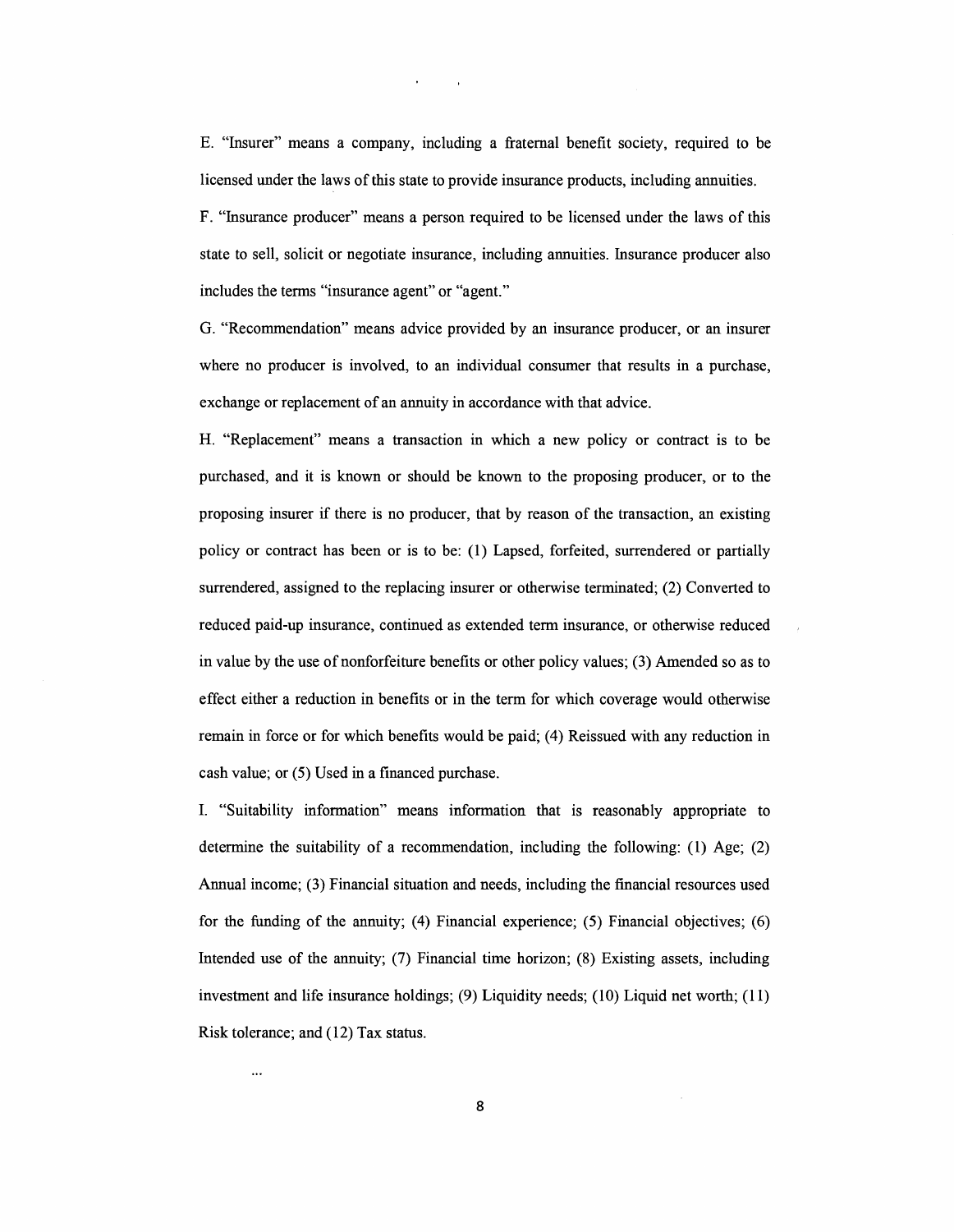E. "Insurer" means a company, including a fraternal benefit society, required to be licensed under the laws of this state to provide insurance products, including annuities.

F. "Insurance producer" means a person required to be licensed under the laws of this state to sell, solicit or negotiate insurance, including annuities. Insurance producer also includes the terms "insurance agent" or "agent."

G. "Recommendation" means advice provided by an insurance producer, or an insurer where no producer is involved, to an individual consumer that results in a purchase, exchange or replacement of an annuity in accordance with that advice.

H. "Replacement" means a transaction in which a new policy or contract is to be purchased, and it is known or should be known to the proposing producer, or to the proposing insurer if there is no producer, that by reason of the transaction, an existing policy or contract has been or is to be: (1) Lapsed, forfeited, surrendered or partially surrendered, assigned to the replacing insurer or otherwise terminated; (2) Converted to reduced paid-up insurance, continued as extended term insurance, or otherwise reduced in value by the use of nonforfeiture benefits or other policy values; (3) Amended so as to effect either a reduction in benefits or in the term for which coverage would otherwise remain in force or for which benefits would be paid; (4) Reissued with any reduction in cash value; or (5) Used in a financed purchase.

I. "Suitability information" means information that is reasonably appropriate to determine the suitability of a recommendation, including the following: (1) Age; (2) Annual income; (3) Financial situation and needs, including the financial resources used for the funding of the annuity; (4) Financial experience; (5) Financial objectives; (6) Intended use of the annuity; (7) Financial time horizon; (8) Existing assets, including investment and life insurance holdings; (9) Liquidity needs; (10) Liquid net worth; (11) Risk tolerance; and (12) Tax status.

...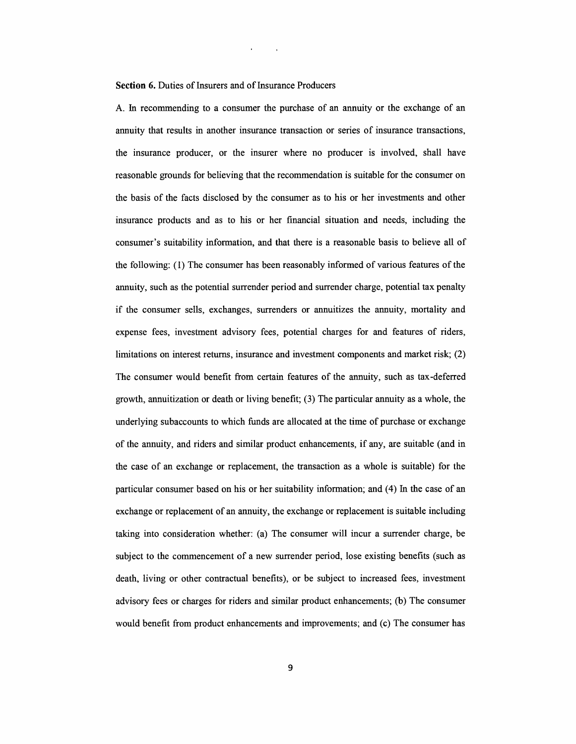**Section 6.** Duties of Insurers and of Insurance Producers

A. In recommending to a consumer the purchase of an annuity or the exchange of an annuity that results in another insurance transaction or series of insurance transactions, the insurance producer, or the insurer where no producer is involved, shall have reasonable grounds for believing that the recommendation is suitable for the consumer on the basis of the facts disclosed by the consumer as to his or her investments and other insurance products and as to his or her financial situation and needs, including the consumer's suitability information, and that there is a reasonable basis to believe all of the following: (1) The consumer has been reasonably informed of various features of the annuity, such as the potential surrender period and surrender charge, potential tax penalty if the consumer sells, exchanges, surrenders or annuitizes the annuity, mortality and expense fees, investment advisory fees, potential charges for and features of riders, limitations on interest returns, insurance and investment components and market risk; (2) The consumer would benefit from certain features of the annuity, such as tax-deferred growth, annuitization or death or living benefit; (3) The particular annuity as a whole, the underlying subaccounts to which funds are allocated at the time of purchase or exchange of the annuity, and riders and similar product enhancements, if any, are suitable (and in the case of an exchange or replacement, the transaction as a whole is suitable) for the particular consumer based on his or her suitability information; and (4) In the case of an exchange or replacement of an annuity, the exchange or replacement is suitable including taking into consideration whether: (a) The consumer will incur a surrender charge, be subject to the commencement of a new surrender period, lose existing benefits (such as death, living or other contractual benefits), or be subject to increased fees, investment advisory fees or charges for riders and similar product enhancements; (b) The consumer would benefit from product enhancements and improvements; and (c) The consumer has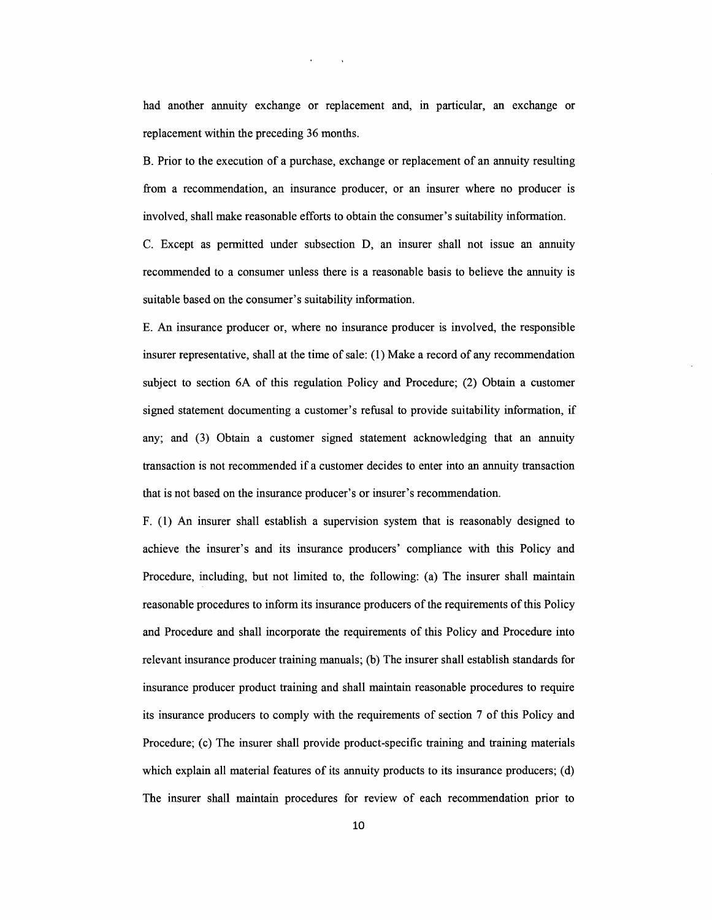had another annuity exchange or replacement and, in particular, an exchange or replacement within the preceding 36 months.

B. Prior to the execution of a purchase, exchange or replacement of an annuity resulting from a recommendation, an insurance producer, or an insurer where no producer is involved, shall make reasonable efforts to obtain the consumer's suitability information.

C. Except as permitted under subsection D, an insurer shall not issue an annuity recommended to a consumer unless there is a reasonable basis to believe the annuity is suitable based on the consumer's suitability information.

E. An insurance producer or, where no insurance producer is involved, the responsible insurer representative, shall at the time of sale: (1) Make a record of any recommendation subject to section 6A of this regulation Policy and Procedure; (2) Obtain a customer signed statement documenting a customer's refusal to provide suitability information, if any; and (3) Obtain a customer signed statement acknowledging that an annuity transaction is not recommended if a customer decides to enter into an annuity transaction that is not based on the insurance producer's or insurer's recommendation.

F. (1) An insurer shall establish a supervision system that is reasonably designed to achieve the insurer's and its insurance producers' compliance with this Policy and Procedure, including, but not limited to, the following: (a) The insurer shall maintain reasonable procedures to inform its insurance producers of the requirements of this Policy and Procedure and shall incorporate the requirements of this Policy and Procedure into relevant insurance producer training manuals; (b) The insurer shall establish standards for insurance producer product training and shall maintain reasonable procedures to require its insurance producers to comply with the requirements of section 7 of this Policy and Procedure; (c) The insurer shall provide product-specific training and training materials which explain all material features of its annuity products to its insurance producers; (d) The insurer shall maintain procedures for review of each recommendation prior to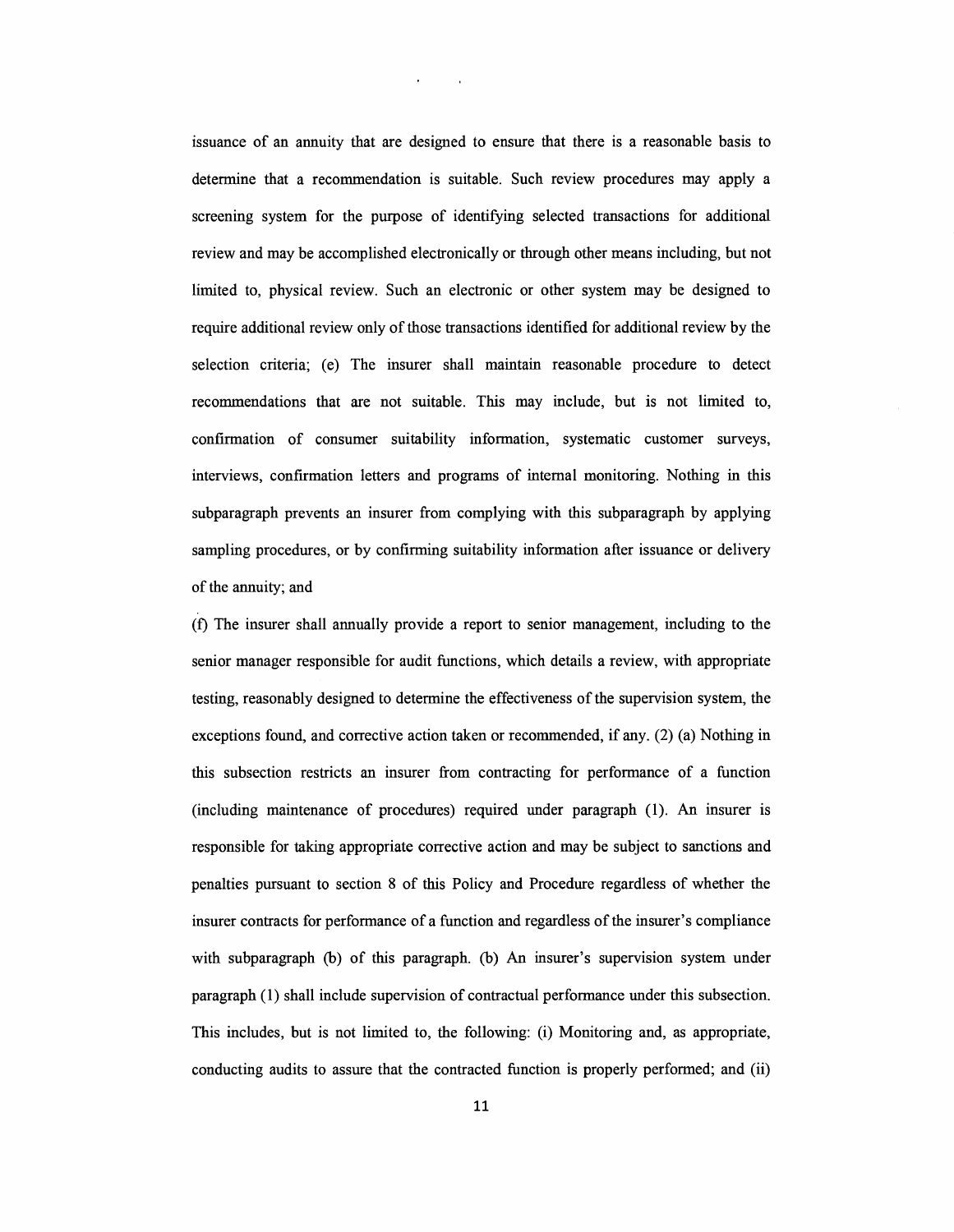issuance of an annuity that are designed to ensure that there is a reasonable basis to determine that a recommendation is suitable. Such review procedures may apply a screening system for the purpose of identifying selected transactions for additional review and may be accomplished electronically or through other means including, but not limited to, physical review. Such an electronic or other system may be designed to require additional review only of those transactions identified for additional review by the selection criteria; (e) The insurer shall maintain reasonable procedure to detect recommendations that are not suitable. This may include, but is not limited to, confirmation of consumer suitability information, systematic customer surveys, interviews, confirmation letters and programs of internal monitoring. Nothing in this subparagraph prevents an insurer from complying with this subparagraph by applying sampling procedures, or by confirming suitability information after issuance or delivery of the annuity; and

(f) The insurer shall annually provide a report to senior management, including to the senior manager responsible for audit functions, which details a review, with appropriate testing, reasonably designed to determine the effectiveness of the supervision system, the exceptions found, and corrective action taken or recommended, if any. (2) (a) Nothing in this subsection restricts an insurer from contracting for performance of a function (including maintenance of procedures) required under paragraph (1). An insurer is responsible for taking appropriate corrective action and may be subject to sanctions and penalties pursuant to section 8 of this Policy and Procedure regardless of whether the insurer contracts for performance of a function and regardless of the insurer's compliance with subparagraph (b) of this paragraph. (b) An insurer's supervision system under paragraph (1) shall include supervision of contractual performance under this subsection. This includes, but is not limited to, the following: (i) Monitoring and, as appropriate, conducting audits to assure that the contracted function is properly performed; and (ii)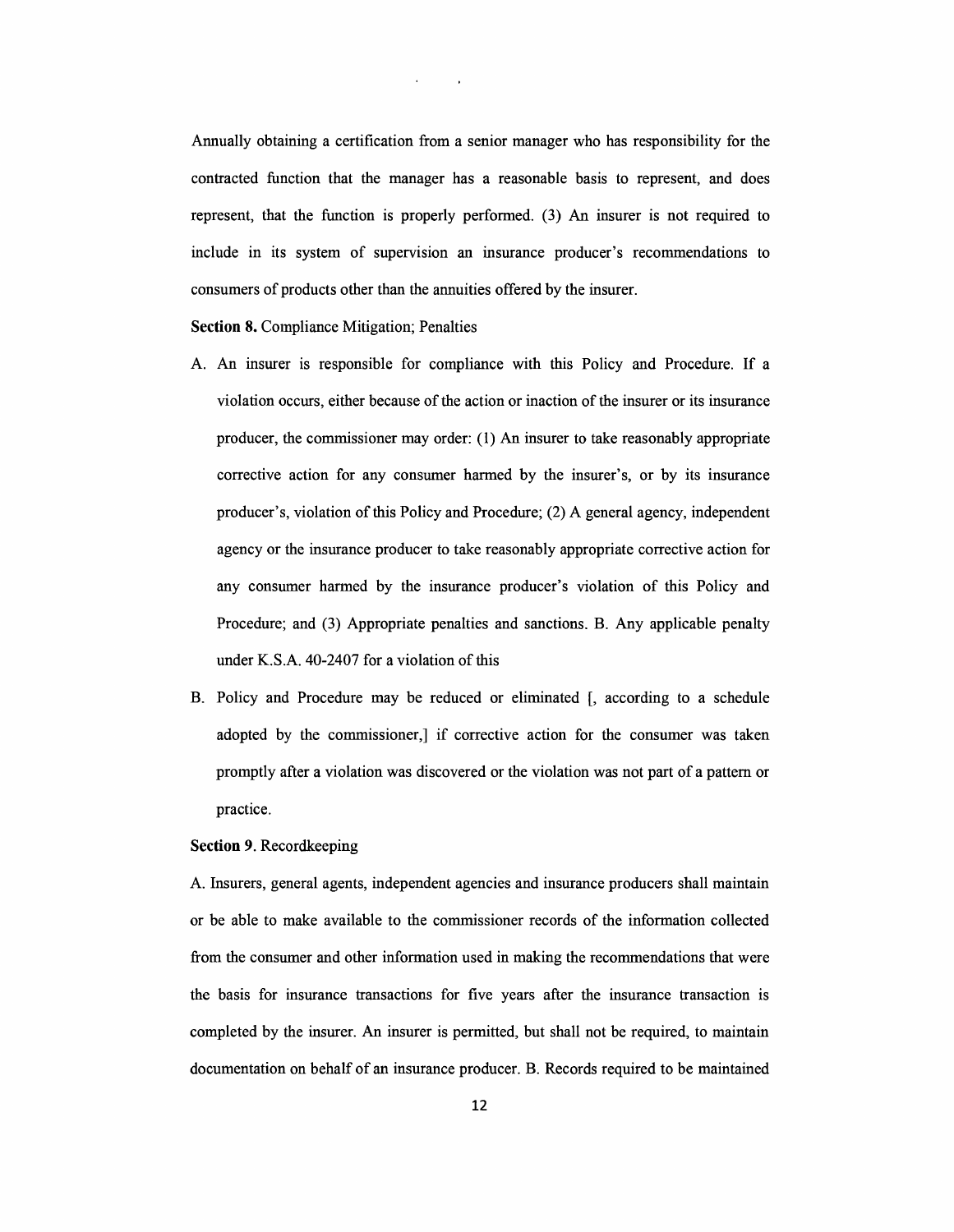Annually obtaining a certification from a senior manager who has responsibility for the contracted function that the manager has a reasonable basis to represent, and does represent, that the function is properly performed. (3) An insurer is not required to include in its system of supervision an insurance producer's recommendations to consumers of products other than the annuities offered by the insurer.

**Section 8.** Compliance Mitigation; Penalties

A. An insurer is responsible for compliance with this Policy and Procedure. If a violation occurs, either because of the action or inaction of the insurer or its insurance producer, the commissioner may order: (1) An insurer to take reasonably appropriate corrective action for any consumer harmed by the insurer's, or by its insurance producer's, violation of this Policy and Procedure; (2) A general agency, independent agency or the insurance producer to take reasonably appropriate corrective action for any consumer harmed by the insurance producer's violation of this Policy and Procedure; and (3) Appropriate penalties and sanctions. B. Any applicable penalty under K.S.A. 40-2407 for a violation of this

B. Policy and Procedure may be reduced or eliminated [, according to a schedule adopted by the commissioner,] if corrective action for the consumer was taken promptly after a violation was discovered or the violation was not part of a pattern or practice.

**Section 9.** Recordkeeping

A. Insurers, general agents, independent agencies and insurance producers shall maintain or be able to make available to the commissioner records of the information collected from the consumer and other information used in making the recommendations that were the basis for insurance transactions for five years after the insurance transaction is completed by the insurer. An insurer is permitted, but shall not be required, to maintain documentation on behalf of an insurance producer. B. Records required to be maintained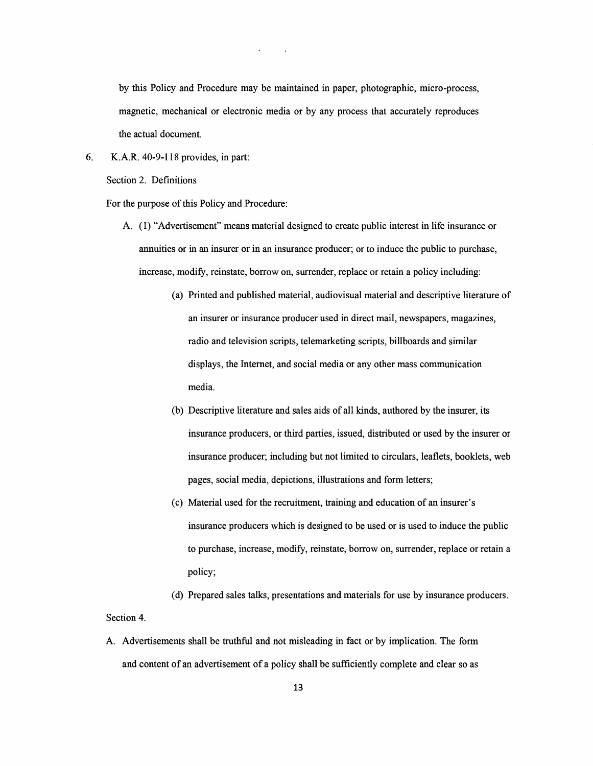by this Policy and Procedure may be maintained in paper, photographic, micro-process, magnetic, mechanical or electronic media or by any process that accurately reproduces the actual document.

6. K.A.R. 40-9-118 provides, in part:

Section 2. Definitions

For the purpose of this Policy and Procedure:

A. (1) "Advertisement" means material designed to create public interest in life insurance or annuities or in an insurer or in an insurance producer; or to induce the public to purchase, increase, modify, reinstate, borrow on, surrender, replace or retain a policy including:

   (a) Printed and published material, audiovisual material and descriptive literature of an insurer or insurance producer used in direct mail, newspapers, magazines, radio and television scripts, telemarketing scripts, billboards and similar displays, the Internet, and social media or any other mass communication media.

   (b) Descriptive literature and sales aids of all kinds, authored by the insurer, its insurance producers, or third parties, issued, distributed or used by the insurer or insurance producer; including but not limited to circulars, leaflets, booklets, web pages, social media, depictions, illustrations and form letters;

   (c) Material used for the recruitment, training and education of an insurer's insurance producers which is designed to be used or is used to induce the public to purchase, increase, modify, reinstate, borrow on, surrender, replace or retain a policy;

   (d) Prepared sales talks, presentations and materials for use by insurance producers.

Section 4.

A. Advertisements shall be truthful and not misleading in fact or by implication. The form and content of an advertisement of a policy shall be sufficiently complete and clear so as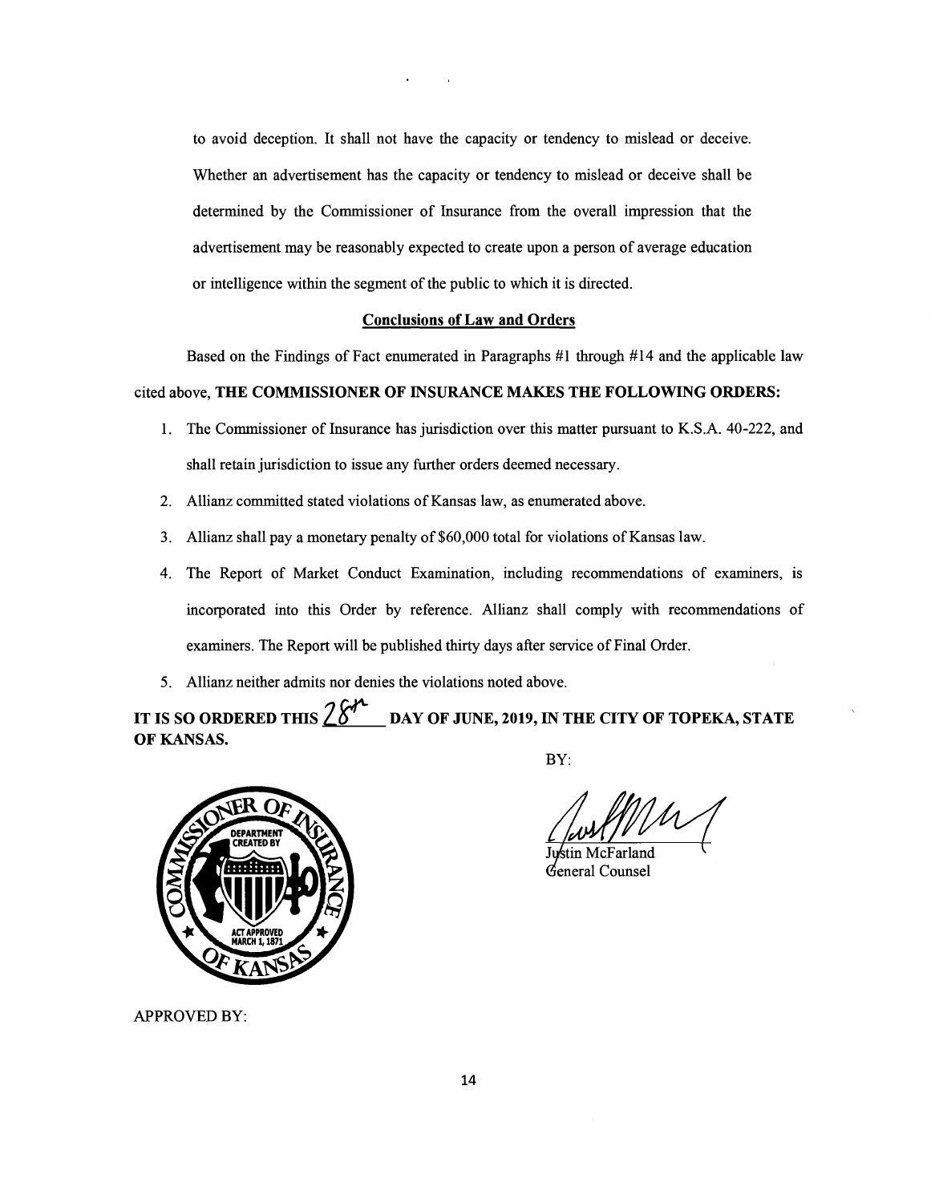to avoid deception. It shall not have the capacity or tendency to mislead or deceive. Whether an advertisement has the capacity or tendency to mislead or deceive shall be determined by the Commissioner of Insurance from the overall impression that the advertisement may be reasonably expected to create upon a person of average education or intelligence within the segment of the public to which it is directed.

## Conclusions of Law and Orders

Based on the Findings of Fact enumerated in Paragraphs #1 through #14 and the applicable law cited above, **THE COMMISSIONER OF INSURANCE MAKES THE FOLLOWING ORDERS:**

1. The Commissioner of Insurance has jurisdiction over this matter pursuant to K.S.A. 40-222, and shall retain jurisdiction to issue any further orders deemed necessary.
2. Allianz committed stated violations of Kansas law, as enumerated above.
3. Allianz shall pay a monetary penalty of $60,000 total for violations of Kansas law.
4. The Report of Market Conduct Examination, including recommendations of examiners, is incorporated into this Order by reference. Allianz shall comply with recommendations of examiners. The Report will be published thirty days after service of Final Order.
5. Allianz neither admits nor denies the violations noted above.

**IT IS SO ORDERED THIS 28th DAY OF JUNE, 2019, IN THE CITY OF TOPEKA, STATE OF KANSAS.**

BY:

Justin McFarland
General Counsel

APPROVED BY: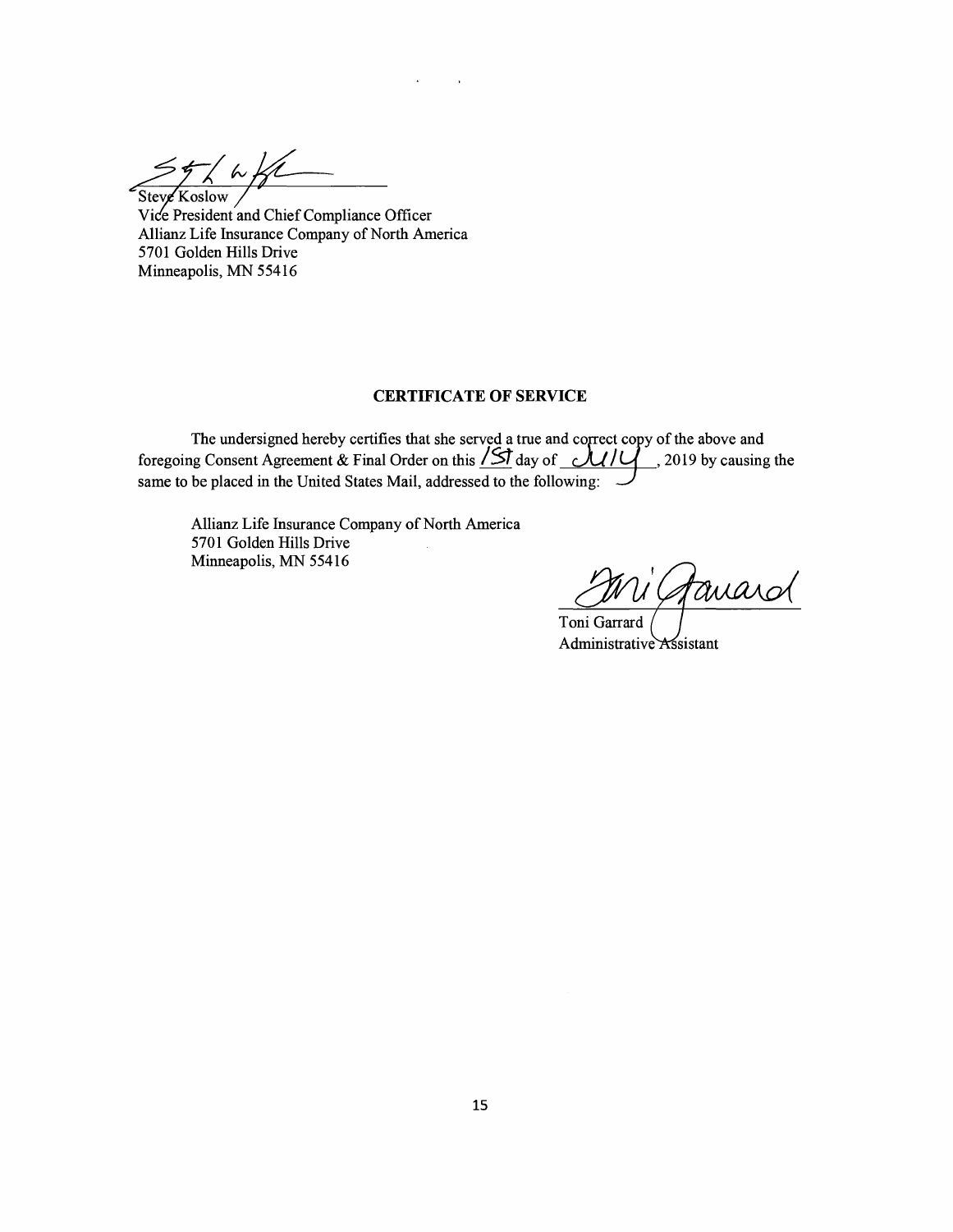Steve Koslow
Vice President and Chief Compliance Officer
Allianz Life Insurance Company of North America
5701 Golden Hills Drive
Minneapolis, MN 55416

**CERTIFICATE OF SERVICE**

The undersigned hereby certifies that she served a true and correct copy of the above and foregoing Consent Agreement & Final Order on this 1st day of July, 2019 by causing the same to be placed in the United States Mail, addressed to the following:

Allianz Life Insurance Company of North America
5701 Golden Hills Drive
Minneapolis, MN 55416

Toni Garrard
Administrative Assistant